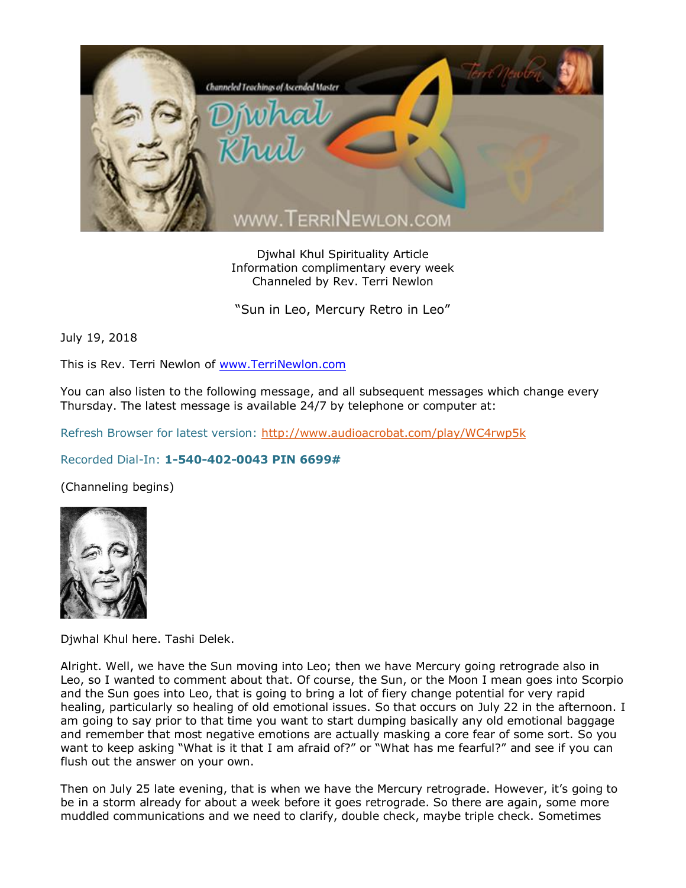Djwhal Khul Spirituality Article
Information complimentary every week
Channeled by Rev. Terri Newlon

"Sun in Leo, Mercury Retro in Leo"

July 19, 2018

This is Rev. Terri Newlon of www.TerriNewlon.com

You can also listen to the following message, and all subsequent messages which change every Thursday. The latest message is available 24/7 by telephone or computer at:

Refresh Browser for latest version: http://www.audioacrobat.com/play/WC4rwp5k

Recorded Dial-In: **1-540-402-0043 PIN 6699#**

(Channeling begins)

Djwhal Khul here. Tashi Delek.

Alright. Well, we have the Sun moving into Leo; then we have Mercury going retrograde also in Leo, so I wanted to comment about that. Of course, the Sun, or the Moon I mean goes into Scorpio and the Sun goes into Leo, that is going to bring a lot of fiery change potential for very rapid healing, particularly so healing of old emotional issues. So that occurs on July 22 in the afternoon. I am going to say prior to that time you want to start dumping basically any old emotional baggage and remember that most negative emotions are actually masking a core fear of some sort. So you want to keep asking "What is it that I am afraid of?" or "What has me fearful?" and see if you can flush out the answer on your own.

Then on July 25 late evening, that is when we have the Mercury retrograde. However, it's going to be in a storm already for about a week before it goes retrograde. So there are again, some more muddled communications and we need to clarify, double check, maybe triple check. Sometimes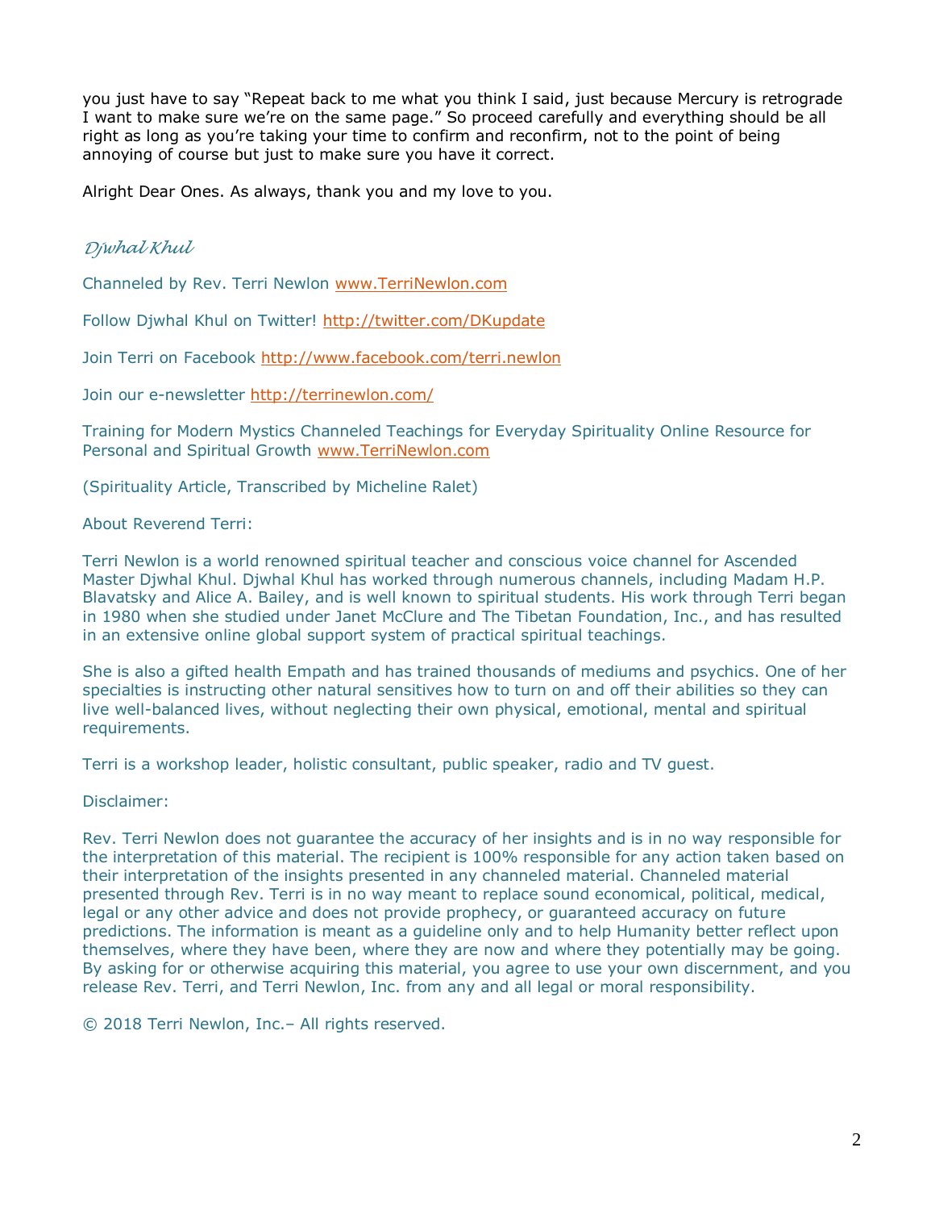you just have to say "Repeat back to me what you think I said, just because Mercury is retrograde I want to make sure we're on the same page." So proceed carefully and everything should be all right as long as you're taking your time to confirm and reconfirm, not to the point of being annoying of course but just to make sure you have it correct.

Alright Dear Ones. As always, thank you and my love to you.

*Djwhal Khul*

Channeled by Rev. Terri Newlon www.TerriNewlon.com

Follow Djwhal Khul on Twitter! http://twitter.com/DKupdate

Join Terri on Facebook http://www.facebook.com/terri.newlon

Join our e-newsletter http://terrinewlon.com/

Training for Modern Mystics Channeled Teachings for Everyday Spirituality Online Resource for Personal and Spiritual Growth www.TerriNewlon.com

(Spirituality Article, Transcribed by Micheline Ralet)

About Reverend Terri:

Terri Newlon is a world renowned spiritual teacher and conscious voice channel for Ascended Master Djwhal Khul. Djwhal Khul has worked through numerous channels, including Madam H.P. Blavatsky and Alice A. Bailey, and is well known to spiritual students. His work through Terri began in 1980 when she studied under Janet McClure and The Tibetan Foundation, Inc., and has resulted in an extensive online global support system of practical spiritual teachings.

She is also a gifted health Empath and has trained thousands of mediums and psychics. One of her specialties is instructing other natural sensitives how to turn on and off their abilities so they can live well-balanced lives, without neglecting their own physical, emotional, mental and spiritual requirements.

Terri is a workshop leader, holistic consultant, public speaker, radio and TV guest.

Disclaimer:

Rev. Terri Newlon does not guarantee the accuracy of her insights and is in no way responsible for the interpretation of this material. The recipient is 100% responsible for any action taken based on their interpretation of the insights presented in any channeled material. Channeled material presented through Rev. Terri is in no way meant to replace sound economical, political, medical, legal or any other advice and does not provide prophecy, or guaranteed accuracy on future predictions. The information is meant as a guideline only and to help Humanity better reflect upon themselves, where they have been, where they are now and where they potentially may be going. By asking for or otherwise acquiring this material, you agree to use your own discernment, and you release Rev. Terri, and Terri Newlon, Inc. from any and all legal or moral responsibility.

© 2018 Terri Newlon, Inc.– All rights reserved.